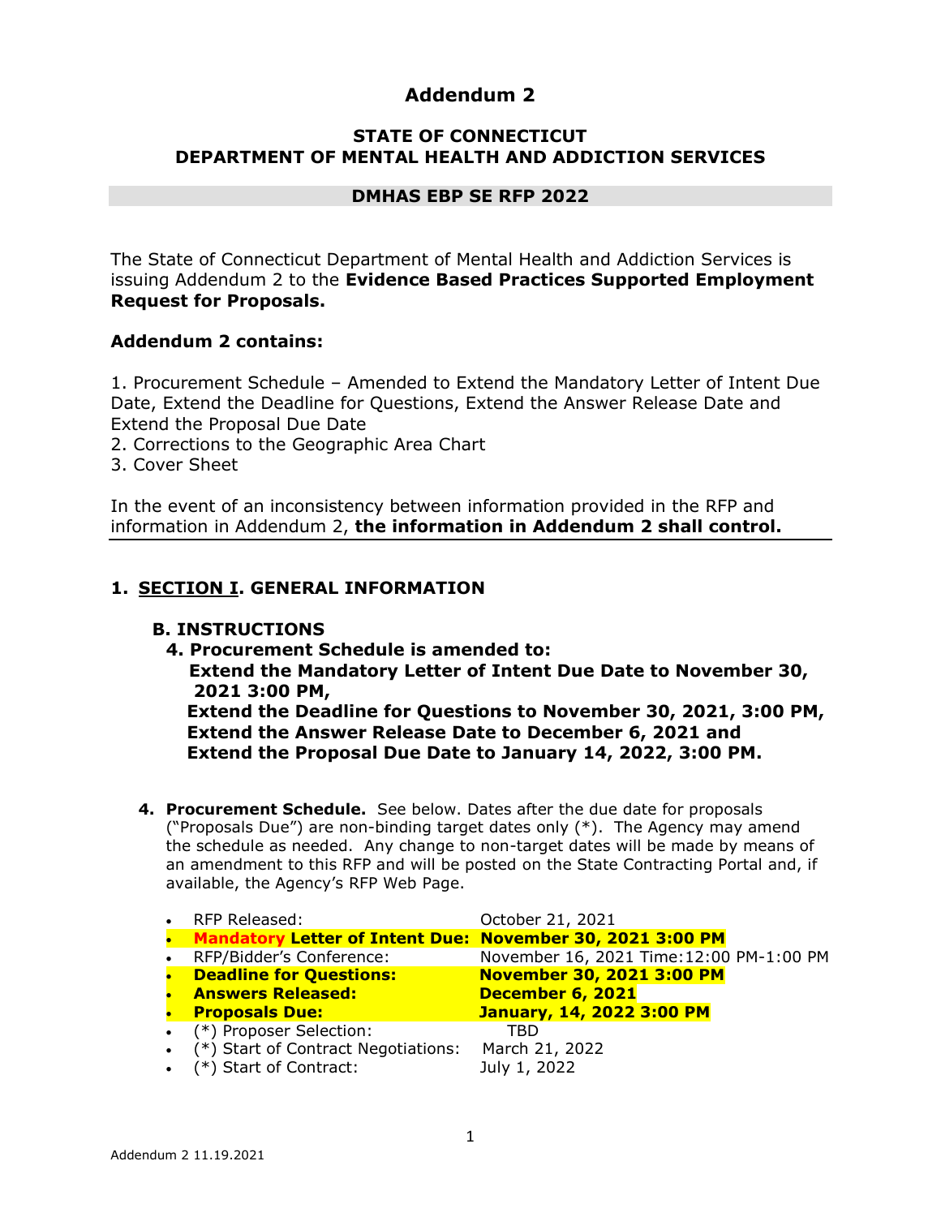# Addendum 2

## STATE OF CONNECTICUT
## DEPARTMENT OF MENTAL HEALTH AND ADDICTION SERVICES

### DMHAS EBP SE RFP 2022

The State of Connecticut Department of Mental Health and Addiction Services is issuing Addendum 2 to the **Evidence Based Practices Supported Employment Request for Proposals.**

**Addendum 2 contains:**

1. Procurement Schedule – Amended to Extend the Mandatory Letter of Intent Due Date, Extend the Deadline for Questions, Extend the Answer Release Date and Extend the Proposal Due Date
2. Corrections to the Geographic Area Chart
3. Cover Sheet

In the event of an inconsistency between information provided in the RFP and information in Addendum 2, **the information in Addendum 2 shall control.**

---

## 1. SECTION I. GENERAL INFORMATION

### B. INSTRUCTIONS

**4. Procurement Schedule is amended to:**
**Extend the Mandatory Letter of Intent Due Date to November 30, 2021 3:00 PM,**
**Extend the Deadline for Questions to November 30, 2021, 3:00 PM,**
**Extend the Answer Release Date to December 6, 2021 and**
**Extend the Proposal Due Date to January 14, 2022, 3:00 PM.**

4. **Procurement Schedule.** See below. Dates after the due date for proposals ("Proposals Due") are non-binding target dates only (*). The Agency may amend the schedule as needed. Any change to non-target dates will be made by means of an amendment to this RFP and will be posted on the State Contracting Portal and, if available, the Agency's RFP Web Page.

- RFP Released: October 21, 2021
- **Mandatory Letter of Intent Due: November 30, 2021 3:00 PM**
- RFP/Bidder's Conference: November 16, 2021 Time:12:00 PM-1:00 PM
- **Deadline for Questions: November 30, 2021 3:00 PM**
- **Answers Released: December 6, 2021**
- **Proposals Due: January, 14, 2022 3:00 PM**
- (*) Proposer Selection: TBD
- (*) Start of Contract Negotiations: March 21, 2022
- (*) Start of Contract: July 1, 2022

Addendum 2 11.19.2021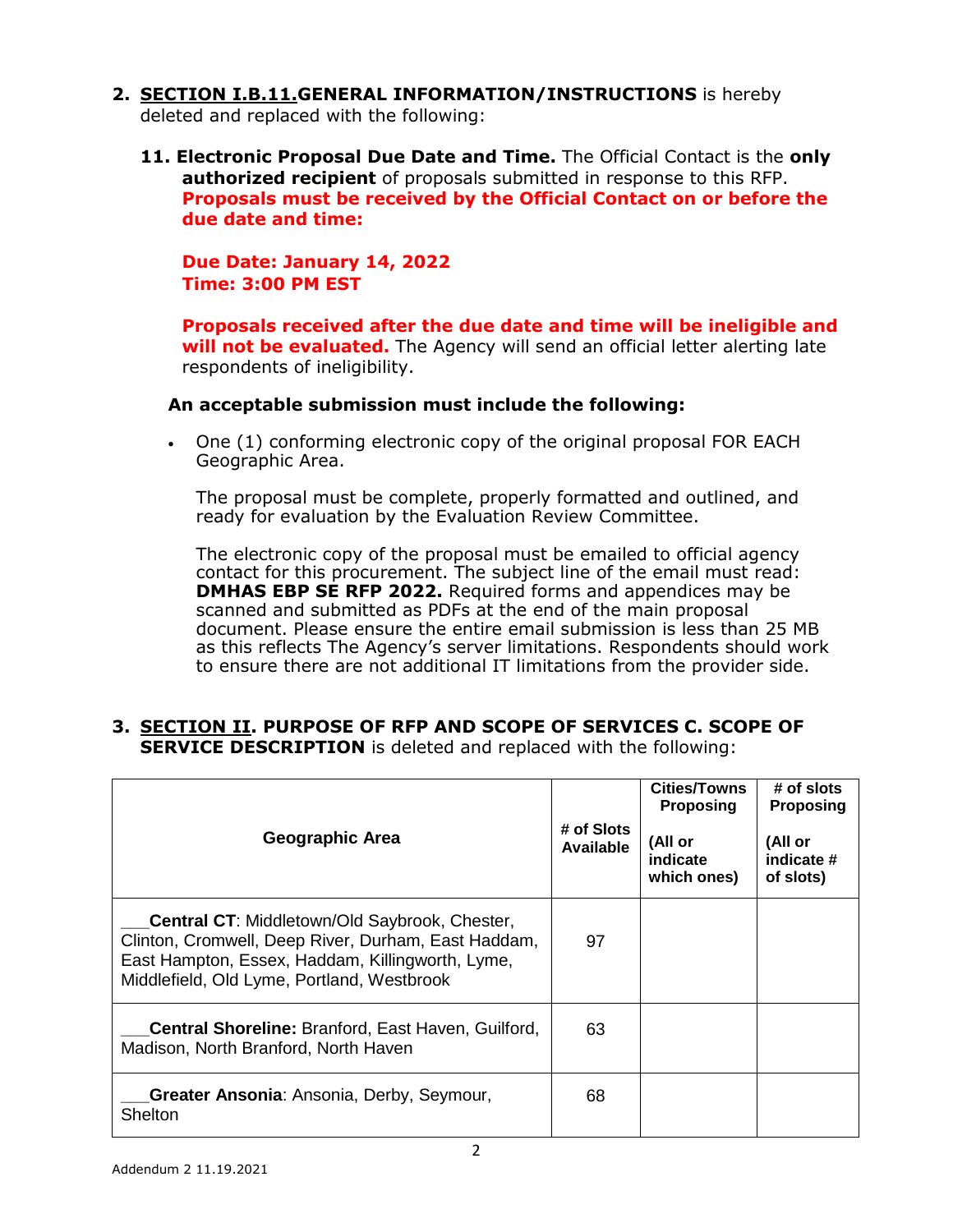2. **SECTION I.B.11.GENERAL INFORMATION/INSTRUCTIONS** is hereby deleted and replaced with the following:

   **11. Electronic Proposal Due Date and Time.** The Official Contact is the **only authorized recipient** of proposals submitted in response to this RFP. **Proposals must be received by the Official Contact on or before the due date and time:**

   **Due Date: January 14, 2022**
   **Time: 3:00 PM EST**

   **Proposals received after the due date and time will be ineligible and will not be evaluated.** The Agency will send an official letter alerting late respondents of ineligibility.

   **An acceptable submission must include the following:**

   - One (1) conforming electronic copy of the original proposal FOR EACH Geographic Area.

     The proposal must be complete, properly formatted and outlined, and ready for evaluation by the Evaluation Review Committee.

     The electronic copy of the proposal must be emailed to official agency contact for this procurement. The subject line of the email must read: **DMHAS EBP SE RFP 2022.** Required forms and appendices may be scanned and submitted as PDFs at the end of the main proposal document. Please ensure the entire email submission is less than 25 MB as this reflects The Agency's server limitations. Respondents should work to ensure there are not additional IT limitations from the provider side.

3. **SECTION II. PURPOSE OF RFP AND SCOPE OF SERVICES C. SCOPE OF SERVICE DESCRIPTION** is deleted and replaced with the following:

| Geographic Area | # of Slots Available | Cities/Towns Proposing (All or indicate which ones) | # of slots Proposing (All or indicate # of slots) |
|---|---|---|---|
| ___**Central CT**: Middletown/Old Saybrook, Chester, Clinton, Cromwell, Deep River, Durham, East Haddam, East Hampton, Essex, Haddam, Killingworth, Lyme, Middlefield, Old Lyme, Portland, Westbrook | 97 | | |
| ___**Central Shoreline:** Branford, East Haven, Guilford, Madison, North Branford, North Haven | 63 | | |
| ___**Greater Ansonia**: Ansonia, Derby, Seymour, Shelton | 68 | | |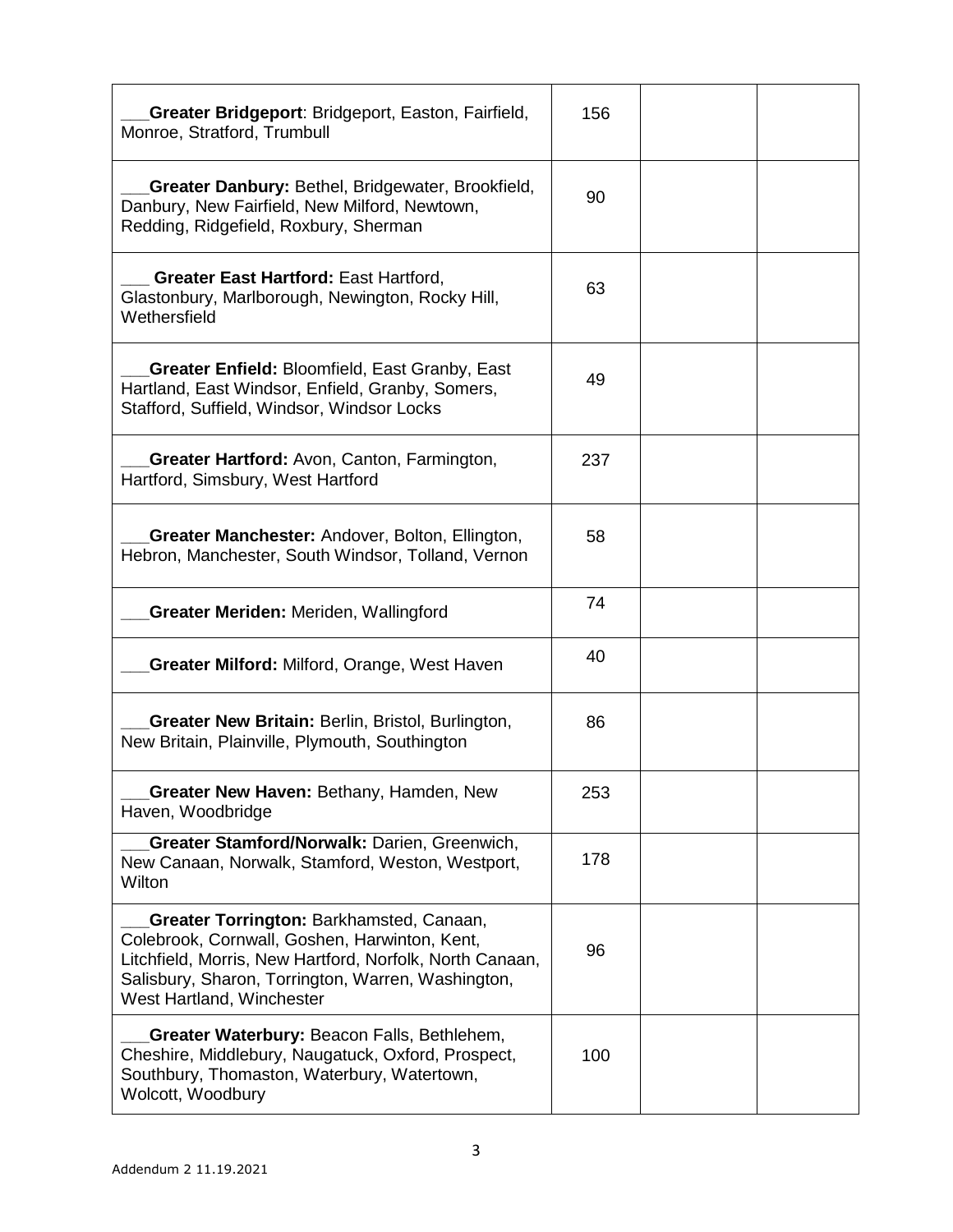| | | | |
|---|---|---|---|
| ___**Greater Bridgeport**: Bridgeport, Easton, Fairfield, Monroe, Stratford, Trumbull | 156 | | |
| ___**Greater Danbury:** Bethel, Bridgewater, Brookfield, Danbury, New Fairfield, New Milford, Newtown, Redding, Ridgefield, Roxbury, Sherman | 90 | | |
| ___ **Greater East Hartford:** East Hartford, Glastonbury, Marlborough, Newington, Rocky Hill, Wethersfield | 63 | | |
| ___**Greater Enfield:** Bloomfield, East Granby, East Hartland, East Windsor, Enfield, Granby, Somers, Stafford, Suffield, Windsor, Windsor Locks | 49 | | |
| ___**Greater Hartford:** Avon, Canton, Farmington, Hartford, Simsbury, West Hartford | 237 | | |
| ___**Greater Manchester:** Andover, Bolton, Ellington, Hebron, Manchester, South Windsor, Tolland, Vernon | 58 | | |
| ___**Greater Meriden:** Meriden, Wallingford | 74 | | |
| ___**Greater Milford:** Milford, Orange, West Haven | 40 | | |
| ___**Greater New Britain:** Berlin, Bristol, Burlington, New Britain, Plainville, Plymouth, Southington | 86 | | |
| ___**Greater New Haven:** Bethany, Hamden, New Haven, Woodbridge | 253 | | |
| ___**Greater Stamford/Norwalk:** Darien, Greenwich, New Canaan, Norwalk, Stamford, Weston, Westport, Wilton | 178 | | |
| ___**Greater Torrington:** Barkhamsted, Canaan, Colebrook, Cornwall, Goshen, Harwinton, Kent, Litchfield, Morris, New Hartford, Norfolk, North Canaan, Salisbury, Sharon, Torrington, Warren, Washington, West Hartland, Winchester | 96 | | |
| ___**Greater Waterbury:** Beacon Falls, Bethlehem, Cheshire, Middlebury, Naugatuck, Oxford, Prospect, Southbury, Thomaston, Waterbury, Watertown, Wolcott, Woodbury | 100 | | |

Addendum 2 11.19.2021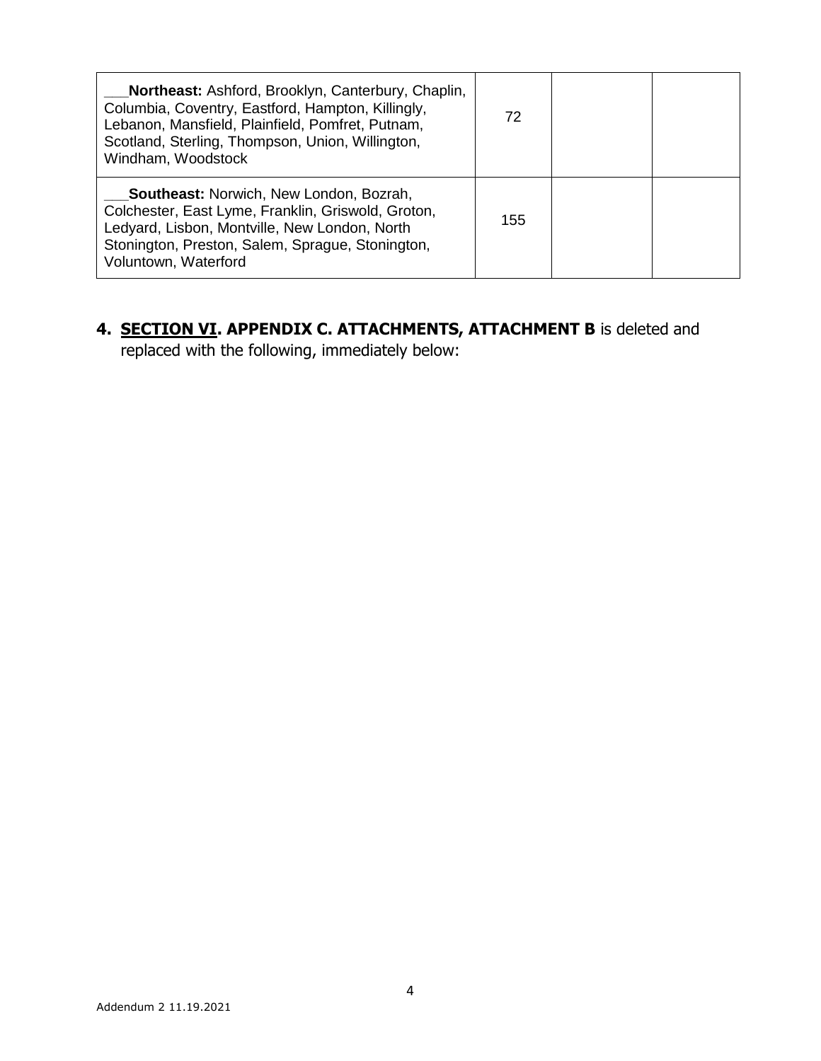| | | | |
|---|---|---|---|
| ___**Northeast:** Ashford, Brooklyn, Canterbury, Chaplin, Columbia, Coventry, Eastford, Hampton, Killingly, Lebanon, Mansfield, Plainfield, Pomfret, Putnam, Scotland, Sterling, Thompson, Union, Willington, Windham, Woodstock | 72 | | |
| ___**Southeast:** Norwich, New London, Bozrah, Colchester, East Lyme, Franklin, Griswold, Groton, Ledyard, Lisbon, Montville, New London, North Stonington, Preston, Salem, Sprague, Stonington, Voluntown, Waterford | 155 | | |

**4. <u>SECTION VI</u>. APPENDIX C. ATTACHMENTS, ATTACHMENT B** is deleted and replaced with the following, immediately below:

Addendum 2 11.19.2021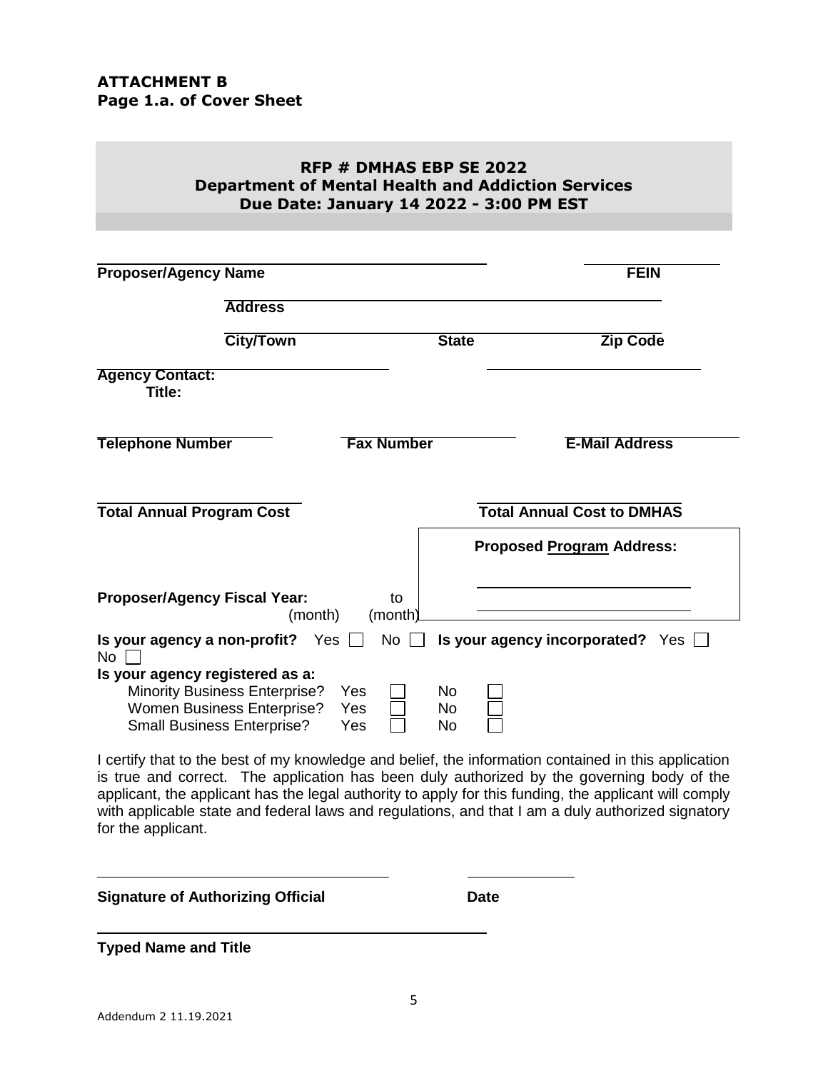**ATTACHMENT B**
**Page 1.a. of Cover Sheet**

**RFP # DMHAS EBP SE 2022**
**Department of Mental Health and Addiction Services**
**Due Date: January 14 2022 - 3:00 PM EST**

**Proposer/Agency Name** ______________________ **FEIN** ______________

**Address** ______________________

**City/Town** ______________ **State** ______________ **Zip Code** ______________

**Agency Contact:** ______________________
**Title:** ______________________

**Telephone Number** ______________ **Fax Number** ______________ **E-Mail Address** ______________

**Total Annual Program Cost** ______________ **Total Annual Cost to DMHAS** ______________

**Proposed Program Address:**

______________________

______________________

**Proposer/Agency Fiscal Year:** ________ to ________
(month) (month)

**Is your agency a non-profit?** Yes ☐ No ☐ **Is your agency incorporated?** Yes ☐ No ☐

**Is your agency registered as a:**

| | | | | |
|---|---|---|---|---|
| Minority Business Enterprise? | Yes | ☐ | No | ☐ |
| Women Business Enterprise? | Yes | ☐ | No | ☐ |
| Small Business Enterprise? | Yes | ☐ | No | ☐ |

I certify that to the best of my knowledge and belief, the information contained in this application is true and correct. The application has been duly authorized by the governing body of the applicant, the applicant has the legal authority to apply for this funding, the applicant will comply with applicable state and federal laws and regulations, and that I am a duly authorized signatory for the applicant.

______________________ ______________

**Signature of Authorizing Official** **Date**

______________________

**Typed Name and Title**

Addendum 2 11.19.2021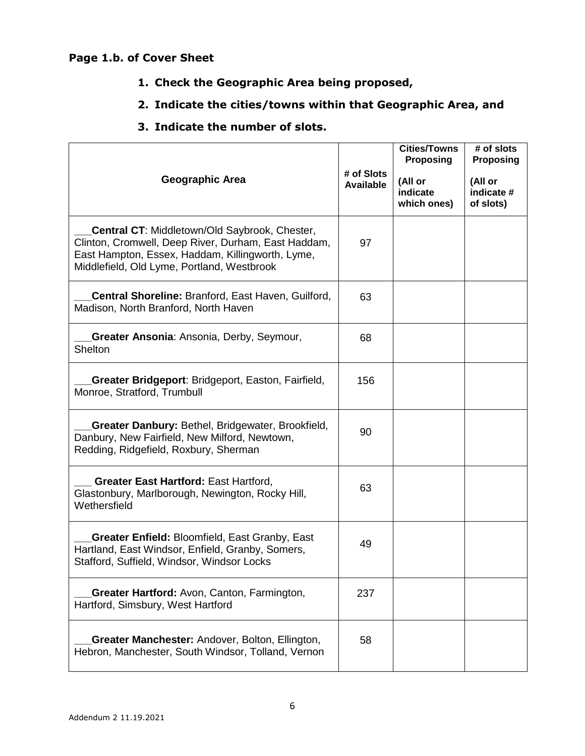**Page 1.b. of Cover Sheet**

1. **Check the Geographic Area being proposed,**
2. **Indicate the cities/towns within that Geographic Area, and**
3. **Indicate the number of slots.**

| Geographic Area | # of Slots Available | Cities/Towns Proposing (All or indicate which ones) | # of slots Proposing (All or indicate # of slots) |
|---|---|---|---|
| ___**Central CT**: Middletown/Old Saybrook, Chester, Clinton, Cromwell, Deep River, Durham, East Haddam, East Hampton, Essex, Haddam, Killingworth, Lyme, Middlefield, Old Lyme, Portland, Westbrook | 97 | | |
| ___**Central Shoreline:** Branford, East Haven, Guilford, Madison, North Branford, North Haven | 63 | | |
| ___**Greater Ansonia**: Ansonia, Derby, Seymour, Shelton | 68 | | |
| ___**Greater Bridgeport**: Bridgeport, Easton, Fairfield, Monroe, Stratford, Trumbull | 156 | | |
| ___**Greater Danbury:** Bethel, Bridgewater, Brookfield, Danbury, New Fairfield, New Milford, Newtown, Redding, Ridgefield, Roxbury, Sherman | 90 | | |
| ___ **Greater East Hartford:** East Hartford, Glastonbury, Marlborough, Newington, Rocky Hill, Wethersfield | 63 | | |
| ___**Greater Enfield:** Bloomfield, East Granby, East Hartland, East Windsor, Enfield, Granby, Somers, Stafford, Suffield, Windsor, Windsor Locks | 49 | | |
| ___**Greater Hartford:** Avon, Canton, Farmington, Hartford, Simsbury, West Hartford | 237 | | |
| ___**Greater Manchester:** Andover, Bolton, Ellington, Hebron, Manchester, South Windsor, Tolland, Vernon | 58 | | |

Addendum 2 11.19.2021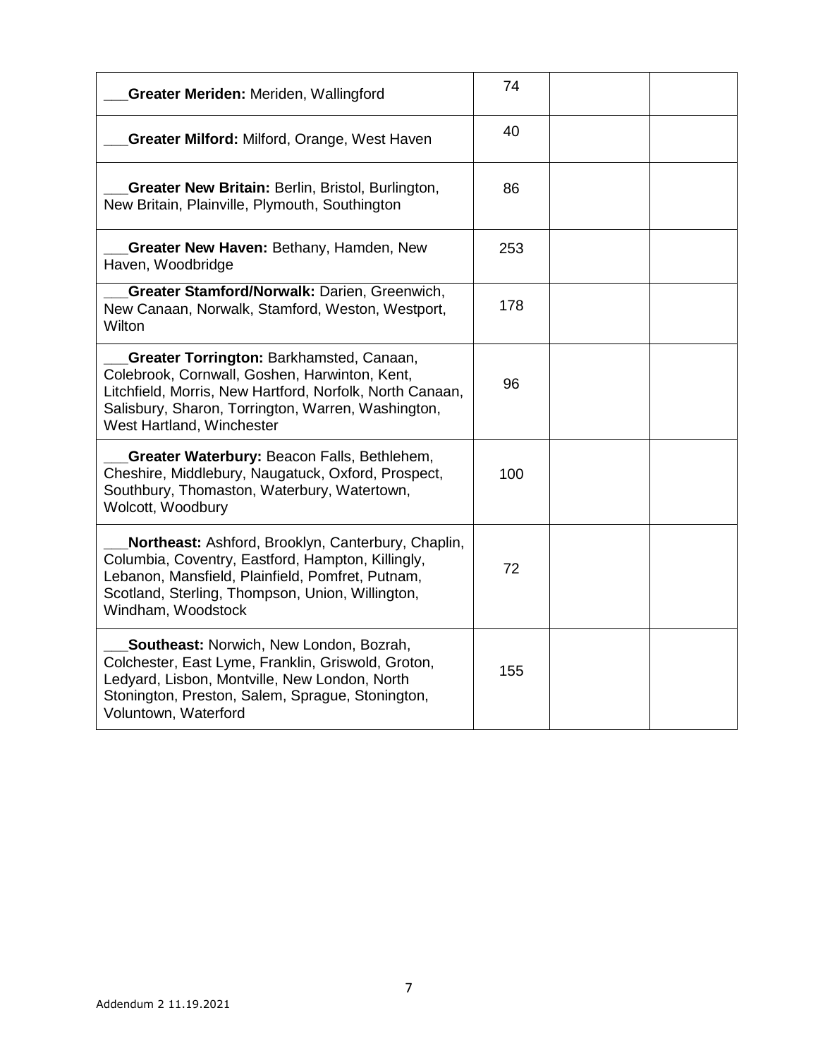| | | | |
|---|---|---|---|
| ___**Greater Meriden:** Meriden, Wallingford | 74 | | |
| ___**Greater Milford:** Milford, Orange, West Haven | 40 | | |
| ___**Greater New Britain:** Berlin, Bristol, Burlington, New Britain, Plainville, Plymouth, Southington | 86 | | |
| ___**Greater New Haven:** Bethany, Hamden, New Haven, Woodbridge | 253 | | |
| ___**Greater Stamford/Norwalk:** Darien, Greenwich, New Canaan, Norwalk, Stamford, Weston, Westport, Wilton | 178 | | |
| ___**Greater Torrington:** Barkhamsted, Canaan, Colebrook, Cornwall, Goshen, Harwinton, Kent, Litchfield, Morris, New Hartford, Norfolk, North Canaan, Salisbury, Sharon, Torrington, Warren, Washington, West Hartland, Winchester | 96 | | |
| ___**Greater Waterbury:** Beacon Falls, Bethlehem, Cheshire, Middlebury, Naugatuck, Oxford, Prospect, Southbury, Thomaston, Waterbury, Watertown, Wolcott, Woodbury | 100 | | |
| ___**Northeast:** Ashford, Brooklyn, Canterbury, Chaplin, Columbia, Coventry, Eastford, Hampton, Killingly, Lebanon, Mansfield, Plainfield, Pomfret, Putnam, Scotland, Sterling, Thompson, Union, Willington, Windham, Woodstock | 72 | | |
| ___**Southeast:** Norwich, New London, Bozrah, Colchester, East Lyme, Franklin, Griswold, Groton, Ledyard, Lisbon, Montville, New London, North Stonington, Preston, Salem, Sprague, Stonington, Voluntown, Waterford | 155 | | |

Addendum 2 11.19.2021